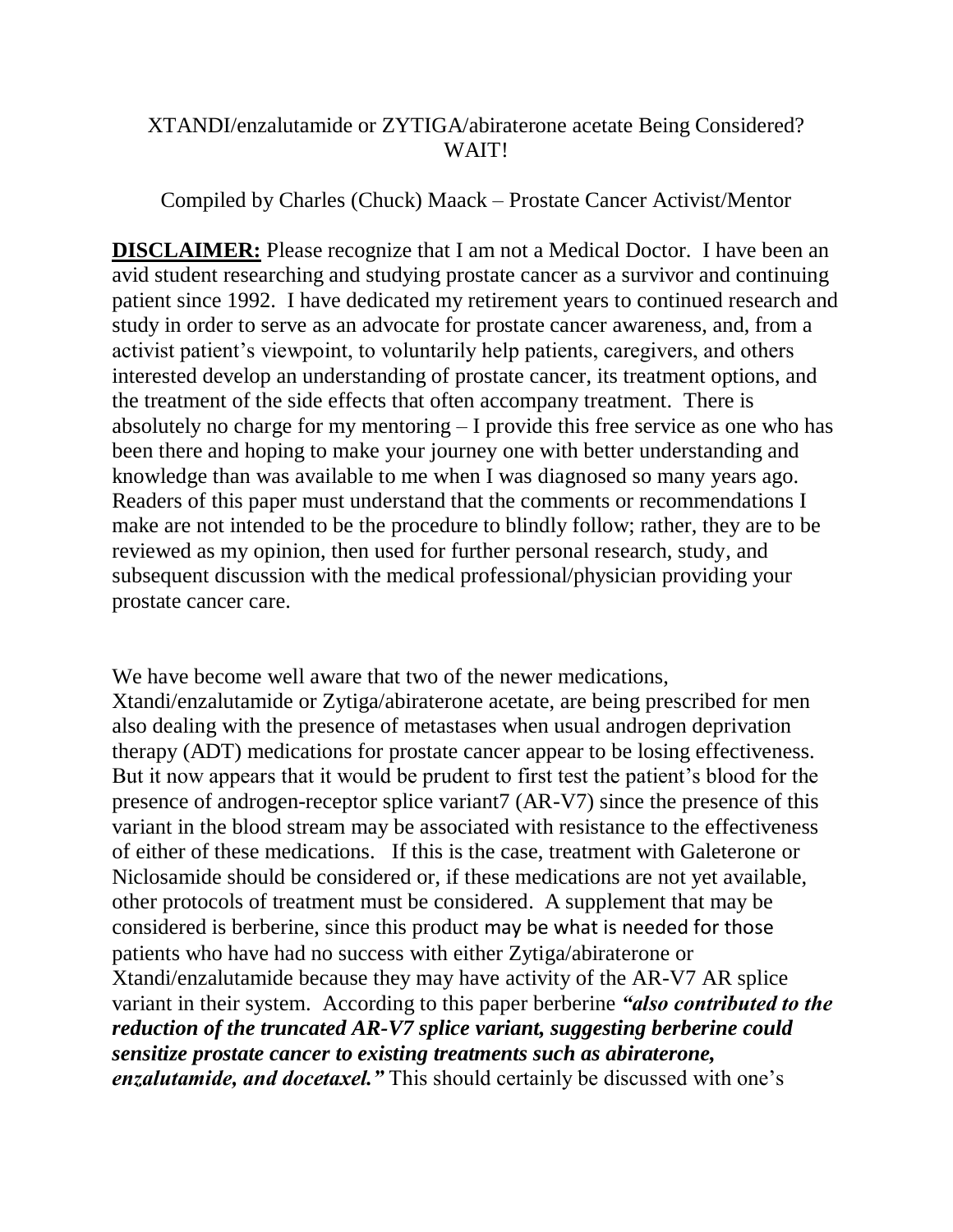# XTANDI/enzalutamide or ZYTIGA/abiraterone acetate Being Considered? WAIT!

Compiled by Charles (Chuck) Maack – Prostate Cancer Activist/Mentor

**DISCLAIMER:** Please recognize that I am not a Medical Doctor. I have been an avid student researching and studying prostate cancer as a survivor and continuing patient since 1992. I have dedicated my retirement years to continued research and study in order to serve as an advocate for prostate cancer awareness, and, from a activist patient's viewpoint, to voluntarily help patients, caregivers, and others interested develop an understanding of prostate cancer, its treatment options, and the treatment of the side effects that often accompany treatment. There is absolutely no charge for my mentoring – I provide this free service as one who has been there and hoping to make your journey one with better understanding and knowledge than was available to me when I was diagnosed so many years ago. Readers of this paper must understand that the comments or recommendations I make are not intended to be the procedure to blindly follow; rather, they are to be reviewed as my opinion, then used for further personal research, study, and subsequent discussion with the medical professional/physician providing your prostate cancer care.

We have become well aware that two of the newer medications, Xtandi/enzalutamide or Zytiga/abiraterone acetate, are being prescribed for men also dealing with the presence of metastases when usual androgen deprivation therapy (ADT) medications for prostate cancer appear to be losing effectiveness. But it now appears that it would be prudent to first test the patient's blood for the presence of androgen-receptor splice variant7 (AR-V7) since the presence of this variant in the blood stream may be associated with resistance to the effectiveness of either of these medications. If this is the case, treatment with Galeterone or Niclosamide should be considered or, if these medications are not yet available, other protocols of treatment must be considered. A supplement that may be considered is berberine, since this product may be what is needed for those patients who have had no success with either Zytiga/abiraterone or Xtandi/enzalutamide because they may have activity of the AR-V7 AR splice variant in their system. According to this paper berberine ***"also contributed to the reduction of the truncated AR-V7 splice variant, suggesting berberine could sensitize prostate cancer to existing treatments such as abiraterone, enzalutamide, and docetaxel."*** This should certainly be discussed with one's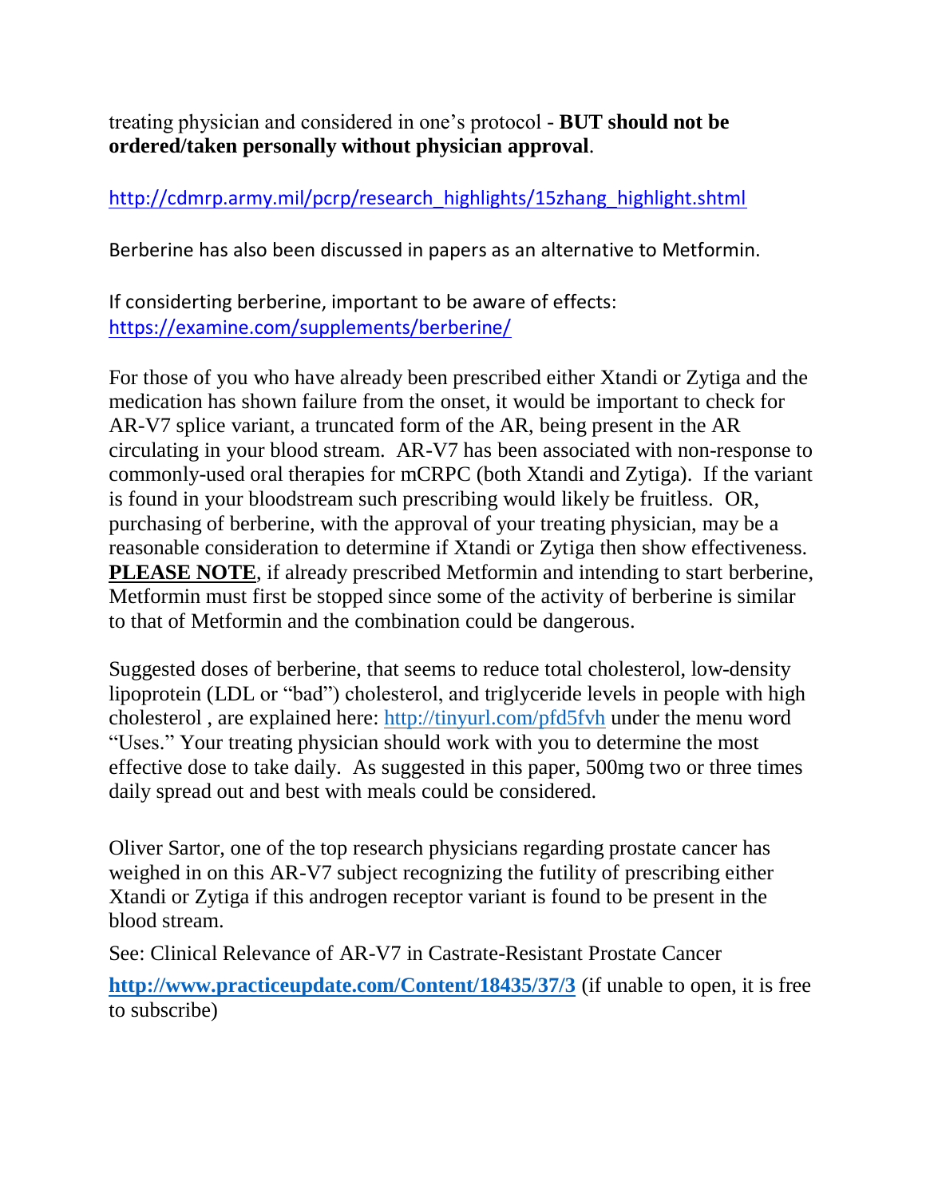treating physician and considered in one's protocol - **BUT should not be ordered/taken personally without physician approval**.

http://cdmrp.army.mil/pcrp/research_highlights/15zhang_highlight.shtml

Berberine has also been discussed in papers as an alternative to Metformin.

If considerting berberine, important to be aware of effects: https://examine.com/supplements/berberine/

For those of you who have already been prescribed either Xtandi or Zytiga and the medication has shown failure from the onset, it would be important to check for AR-V7 splice variant, a truncated form of the AR, being present in the AR circulating in your blood stream. AR-V7 has been associated with non-response to commonly-used oral therapies for mCRPC (both Xtandi and Zytiga). If the variant is found in your bloodstream such prescribing would likely be fruitless. OR, purchasing of berberine, with the approval of your treating physician, may be a reasonable consideration to determine if Xtandi or Zytiga then show effectiveness. **PLEASE NOTE**, if already prescribed Metformin and intending to start berberine, Metformin must first be stopped since some of the activity of berberine is similar to that of Metformin and the combination could be dangerous.

Suggested doses of berberine, that seems to reduce total cholesterol, low-density lipoprotein (LDL or "bad") cholesterol, and triglyceride levels in people with high cholesterol , are explained here: http://tinyurl.com/pfd5fvh under the menu word "Uses." Your treating physician should work with you to determine the most effective dose to take daily. As suggested in this paper, 500mg two or three times daily spread out and best with meals could be considered.

Oliver Sartor, one of the top research physicians regarding prostate cancer has weighed in on this AR-V7 subject recognizing the futility of prescribing either Xtandi or Zytiga if this androgen receptor variant is found to be present in the blood stream.

See: Clinical Relevance of AR-V7 in Castrate-Resistant Prostate Cancer

**http://www.practiceupdate.com/Content/18435/37/3** (if unable to open, it is free to subscribe)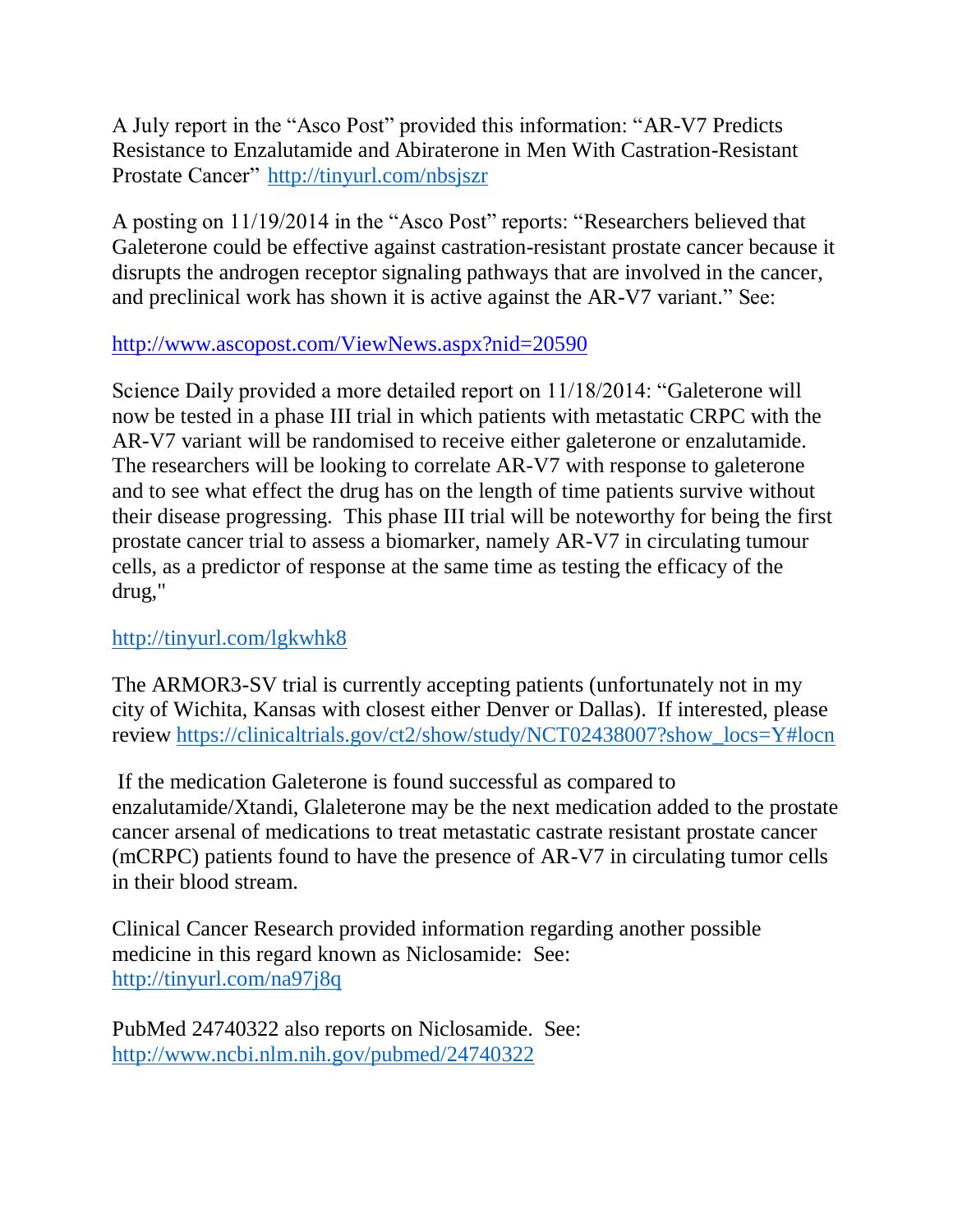A July report in the "Asco Post" provided this information: "AR-V7 Predicts Resistance to Enzalutamide and Abiraterone in Men With Castration-Resistant Prostate Cancer" http://tinyurl.com/nbsjszr

A posting on 11/19/2014 in the "Asco Post" reports: "Researchers believed that Galeterone could be effective against castration-resistant prostate cancer because it disrupts the androgen receptor signaling pathways that are involved in the cancer, and preclinical work has shown it is active against the AR-V7 variant." See:

http://www.ascopost.com/ViewNews.aspx?nid=20590

Science Daily provided a more detailed report on 11/18/2014: "Galeterone will now be tested in a phase III trial in which patients with metastatic CRPC with the AR-V7 variant will be randomised to receive either galeterone or enzalutamide. The researchers will be looking to correlate AR-V7 with response to galeterone and to see what effect the drug has on the length of time patients survive without their disease progressing. This phase III trial will be noteworthy for being the first prostate cancer trial to assess a biomarker, namely AR-V7 in circulating tumour cells, as a predictor of response at the same time as testing the efficacy of the drug,"

http://tinyurl.com/lgkwhk8

The ARMOR3-SV trial is currently accepting patients (unfortunately not in my city of Wichita, Kansas with closest either Denver or Dallas). If interested, please review https://clinicaltrials.gov/ct2/show/study/NCT02438007?show_locs=Y#locn

If the medication Galeterone is found successful as compared to enzalutamide/Xtandi, Glaleterone may be the next medication added to the prostate cancer arsenal of medications to treat metastatic castrate resistant prostate cancer (mCRPC) patients found to have the presence of AR-V7 in circulating tumor cells in their blood stream.

Clinical Cancer Research provided information regarding another possible medicine in this regard known as Niclosamide: See: http://tinyurl.com/na97j8q

PubMed 24740322 also reports on Niclosamide. See: http://www.ncbi.nlm.nih.gov/pubmed/24740322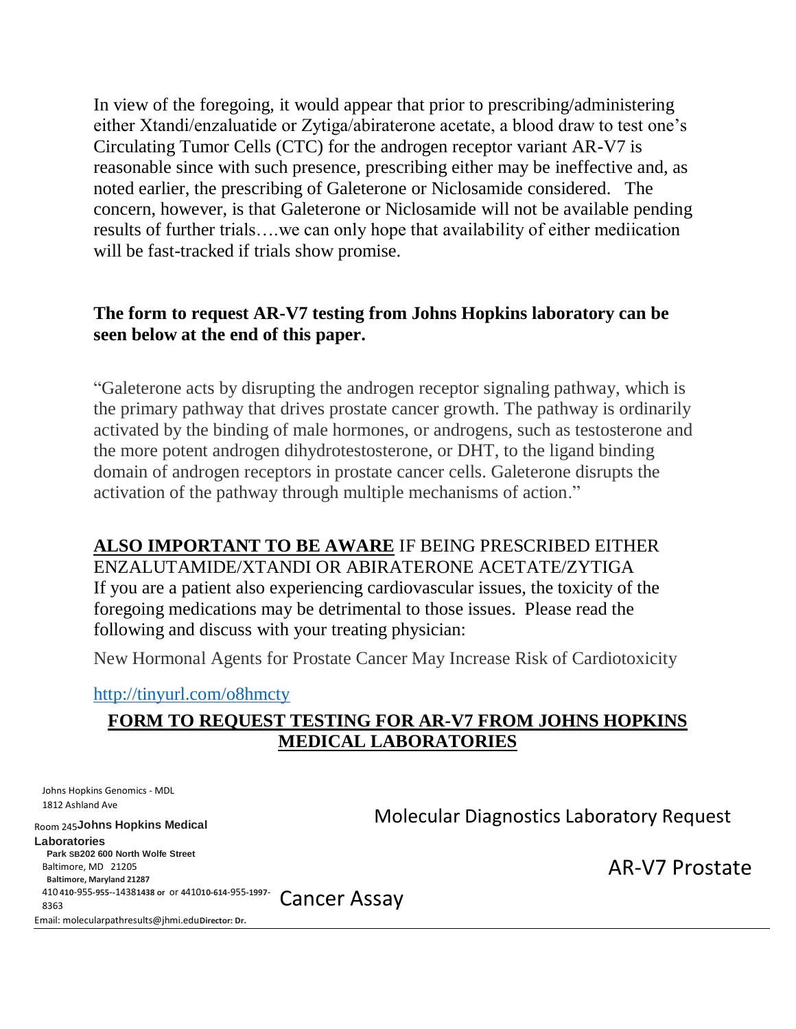In view of the foregoing, it would appear that prior to prescribing/administering either Xtandi/enzaluatide or Zytiga/abiraterone acetate, a blood draw to test one's Circulating Tumor Cells (CTC) for the androgen receptor variant AR-V7 is reasonable since with such presence, prescribing either may be ineffective and, as noted earlier, the prescribing of Galeterone or Niclosamide considered. The concern, however, is that Galeterone or Niclosamide will not be available pending results of further trials….we can only hope that availability of either mediication will be fast-tracked if trials show promise.

**The form to request AR-V7 testing from Johns Hopkins laboratory can be seen below at the end of this paper.**

"Galeterone acts by disrupting the androgen receptor signaling pathway, which is the primary pathway that drives prostate cancer growth. The pathway is ordinarily activated by the binding of male hormones, or androgens, such as testosterone and the more potent androgen dihydrotestosterone, or DHT, to the ligand binding domain of androgen receptors in prostate cancer cells. Galeterone disrupts the activation of the pathway through multiple mechanisms of action."

**ALSO IMPORTANT TO BE AWARE** IF BEING PRESCRIBED EITHER ENZALUTAMIDE/XTANDI OR ABIRATERONE ACETATE/ZYTIGA If you are a patient also experiencing cardiovascular issues, the toxicity of the foregoing medications may be detrimental to those issues. Please read the following and discuss with your treating physician:

New Hormonal Agents for Prostate Cancer May Increase Risk of Cardiotoxicity

http://tinyurl.com/o8hmcty

## FORM TO REQUEST TESTING FOR AR-V7 FROM JOHNS HOPKINS MEDICAL LABORATORIES

Johns Hopkins Genomics - MDL
1812 Ashland Ave
Room 245 **Johns Hopkins Medical Laboratories**
**Park SB202 600 North Wolfe Street**
Baltimore, MD 21205
**Baltimore, Maryland 21287**
410 **410-955-955--14381438 or** or **441010-614-955-1997-** 8363
Email: molecularpathresults@jhmi.edu **Director: Dr.**

Molecular Diagnostics Laboratory Request

AR-V7 Prostate Cancer Assay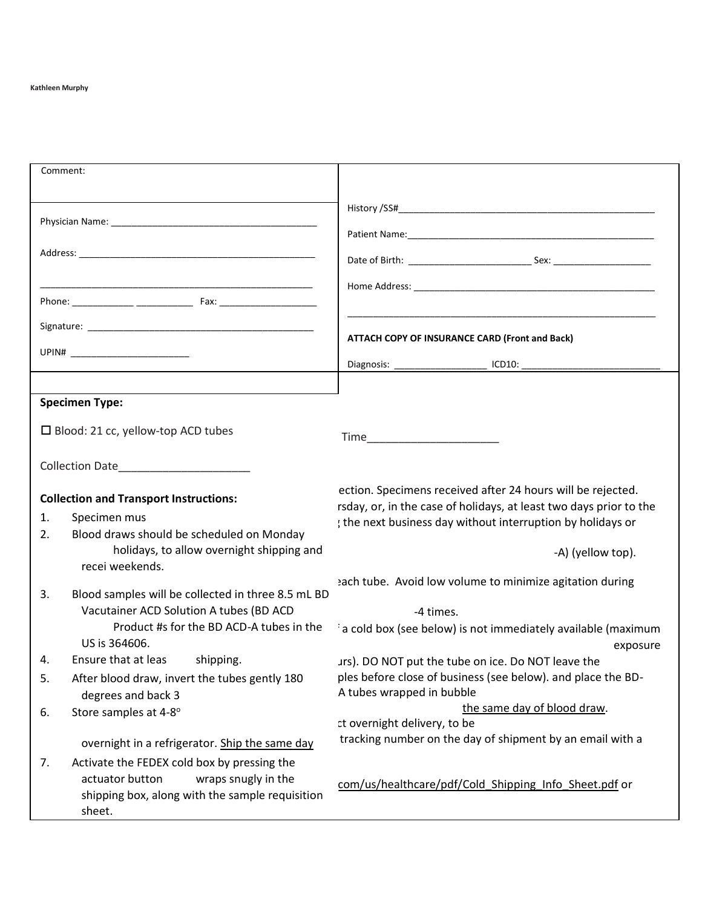Kathleen Murphy

| Comment: | |
|---|---|
| Physician Name: ______________________________________ | History /SS#__________________________________________________ |
| Address: ______________________________________________ | Patient Name:_________________________________________________ |
| ______________________________________________________ | Date of Birth: ________________________ Sex: ___________________ |
| Phone: ____________ ___________ Fax: ___________________ | Home Address: ________________________________________________ |
| Signature: ____________________________________________ | ____________________________________________________________ |
| UPIN# ______________________ | **ATTACH COPY OF INSURANCE CARD (Front and Back)** |
| | Diagnosis: _________________ ICD10: __________________________ |

**Specimen Type:**

☐ Blood: 21 cc, yellow-top ACD tubes

Time_____________________

Collection Date_____________________

**Collection and Transport Instructions:**

ection. Specimens received after 24 hours will be rejected.
rsday, or, in the case of holidays, at least two days prior to the
the next business day without interruption by holidays or

1. Specimen mus
2. Blood draws should be scheduled on Monday holidays, to allow overnight shipping and recei weekends.

-A) (yellow top).

each tube. Avoid low volume to minimize agitation during

3. Blood samples will be collected in three 8.5 mL BD Vacutainer ACD Solution A tubes (BD ACD Product #s for the BD ACD-A tubes in the US is 364606.

-4 times.

a cold box (see below) is not immediately available (maximum exposure

4. Ensure that at leas shipping.

urs). DO NOT put the tube on ice. DO NOT leave the

5. After blood draw, invert the tubes gently 180 degrees and back 3

ples before close of business (see below). and place the BD-A tubes wrapped in bubble

6. Store samples at 4-8°

the same day of blood draw.

ct overnight delivery, to be

overnight in a refrigerator. Ship the same day

tracking number on the day of shipment by an email with a

7. Activate the FEDEX cold box by pressing the actuator button wraps snugly in the shipping box, along with the sample requisition sheet.

com/us/healthcare/pdf/Cold_Shipping_Info_Sheet.pdf or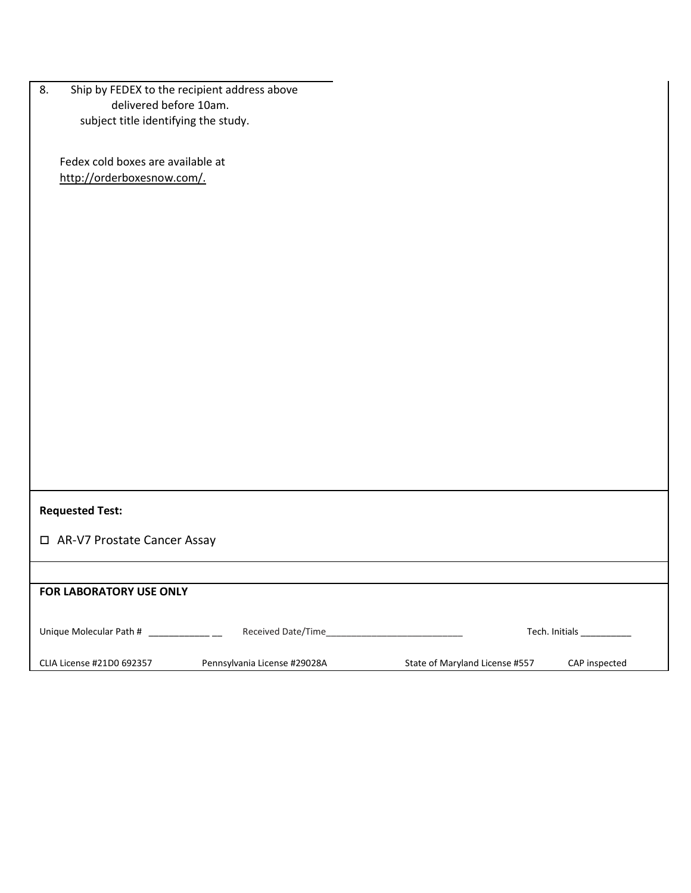8. Ship by FEDEX to the recipient address above
   delivered before 10am.
   subject title identifying the study.

   Fedex cold boxes are available at
   http://orderboxesnow.com/.

**Requested Test:**

☐ AR-V7 Prostate Cancer Assay

**FOR LABORATORY USE ONLY**

Unique Molecular Path # ____________ __ Received Date/Time___________________________ Tech. Initials __________

CLIA License #21D0 692357 Pennsylvania License #29028A State of Maryland License #557 CAP inspected